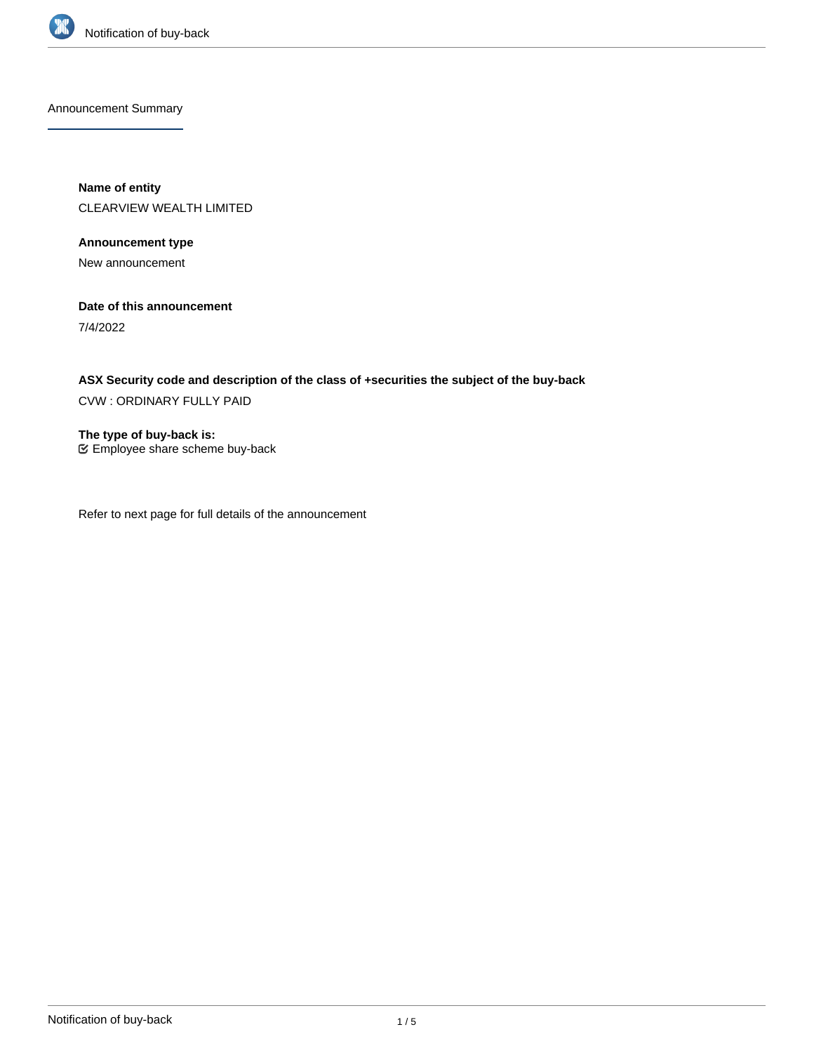## Announcement Summary

**Name of entity**

CLEARVIEW WEALTH LIMITED

**Announcement type**

New announcement

**Date of this announcement**

7/4/2022

**ASX Security code and description of the class of +securities the subject of the buy-back**

CVW : ORDINARY FULLY PAID

**The type of buy-back is:**

☑ Employee share scheme buy-back

Refer to next page for full details of the announcement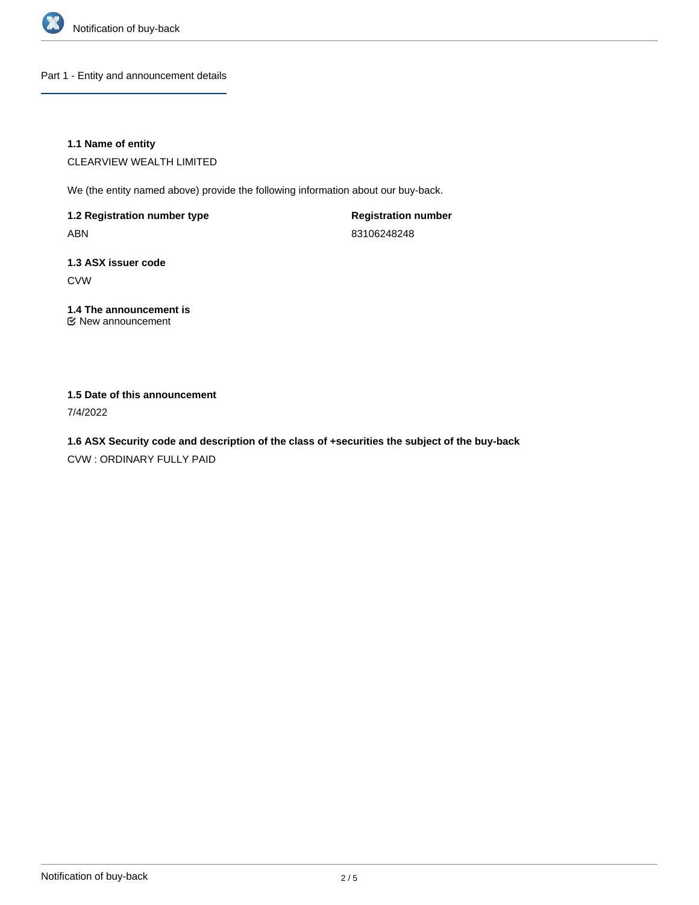## Part 1 - Entity and announcement details

**1.1 Name of entity**

CLEARVIEW WEALTH LIMITED

We (the entity named above) provide the following information about our buy-back.

| **1.2 Registration number type** | **Registration number** |
| --- | --- |
| ABN | 83106248248 |

**1.3 ASX issuer code**

CVW

**1.4 The announcement is**

☑ New announcement

**1.5 Date of this announcement**

7/4/2022

**1.6 ASX Security code and description of the class of +securities the subject of the buy-back**

CVW : ORDINARY FULLY PAID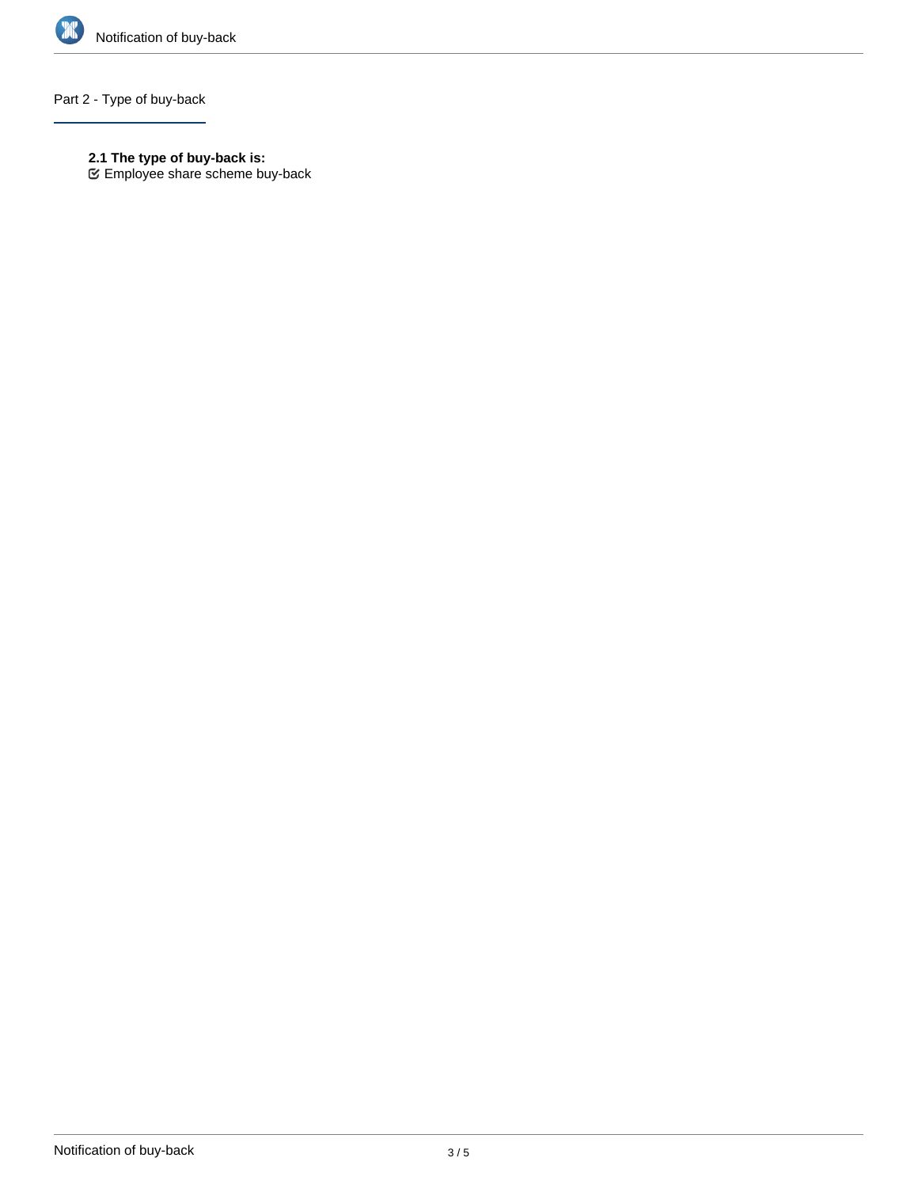## Part 2 - Type of buy-back

**2.1 The type of buy-back is:**

☑ Employee share scheme buy-back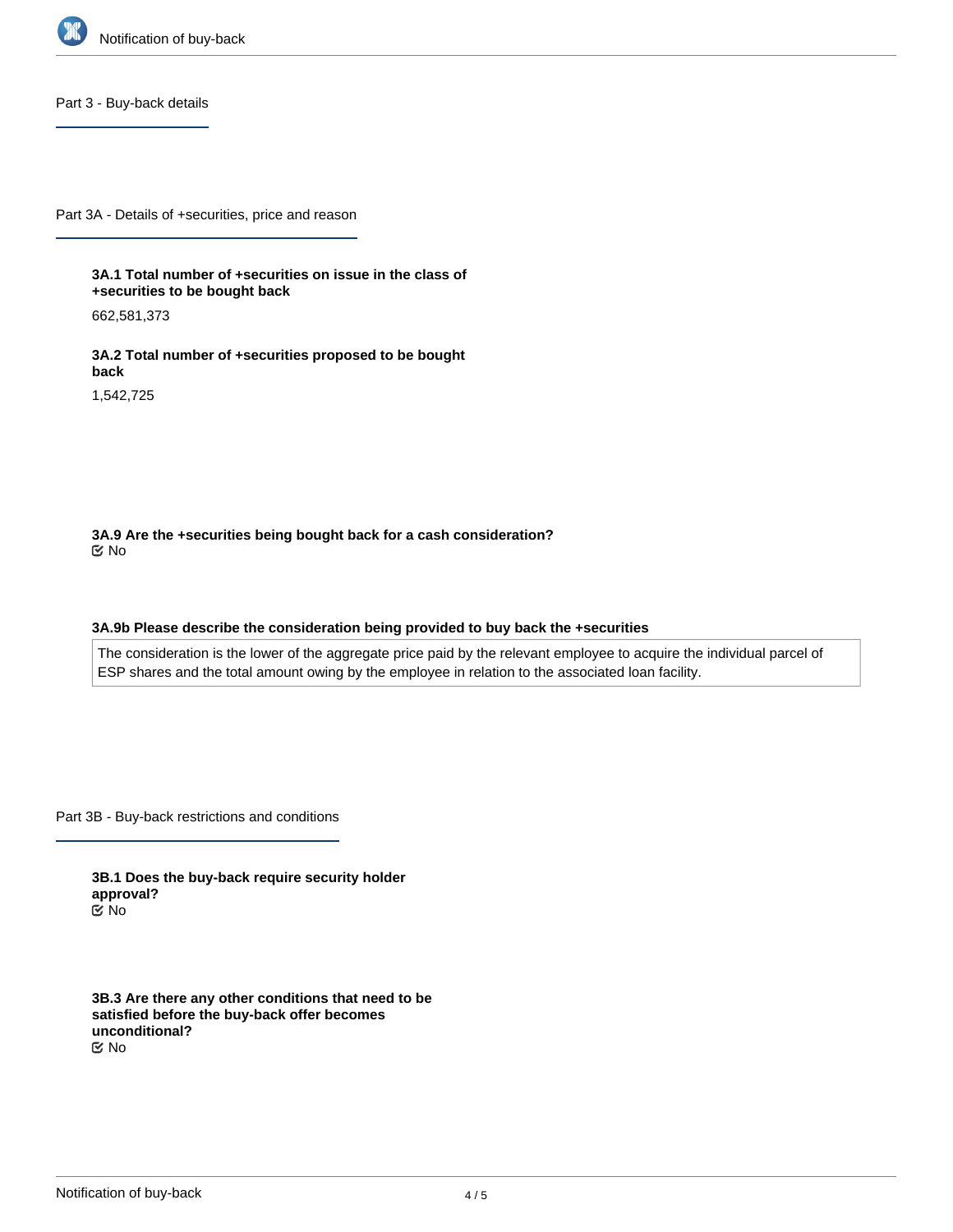## Part 3 - Buy-back details

### Part 3A - Details of +securities, price and reason

**3A.1 Total number of +securities on issue in the class of +securities to be bought back**

662,581,373

**3A.2 Total number of +securities proposed to be bought back**

1,542,725

**3A.9 Are the +securities being bought back for a cash consideration?**

No

**3A.9b Please describe the consideration being provided to buy back the +securities**

The consideration is the lower of the aggregate price paid by the relevant employee to acquire the individual parcel of ESP shares and the total amount owing by the employee in relation to the associated loan facility.

### Part 3B - Buy-back restrictions and conditions

**3B.1 Does the buy-back require security holder approval?**

No

**3B.3 Are there any other conditions that need to be satisfied before the buy-back offer becomes unconditional?**

No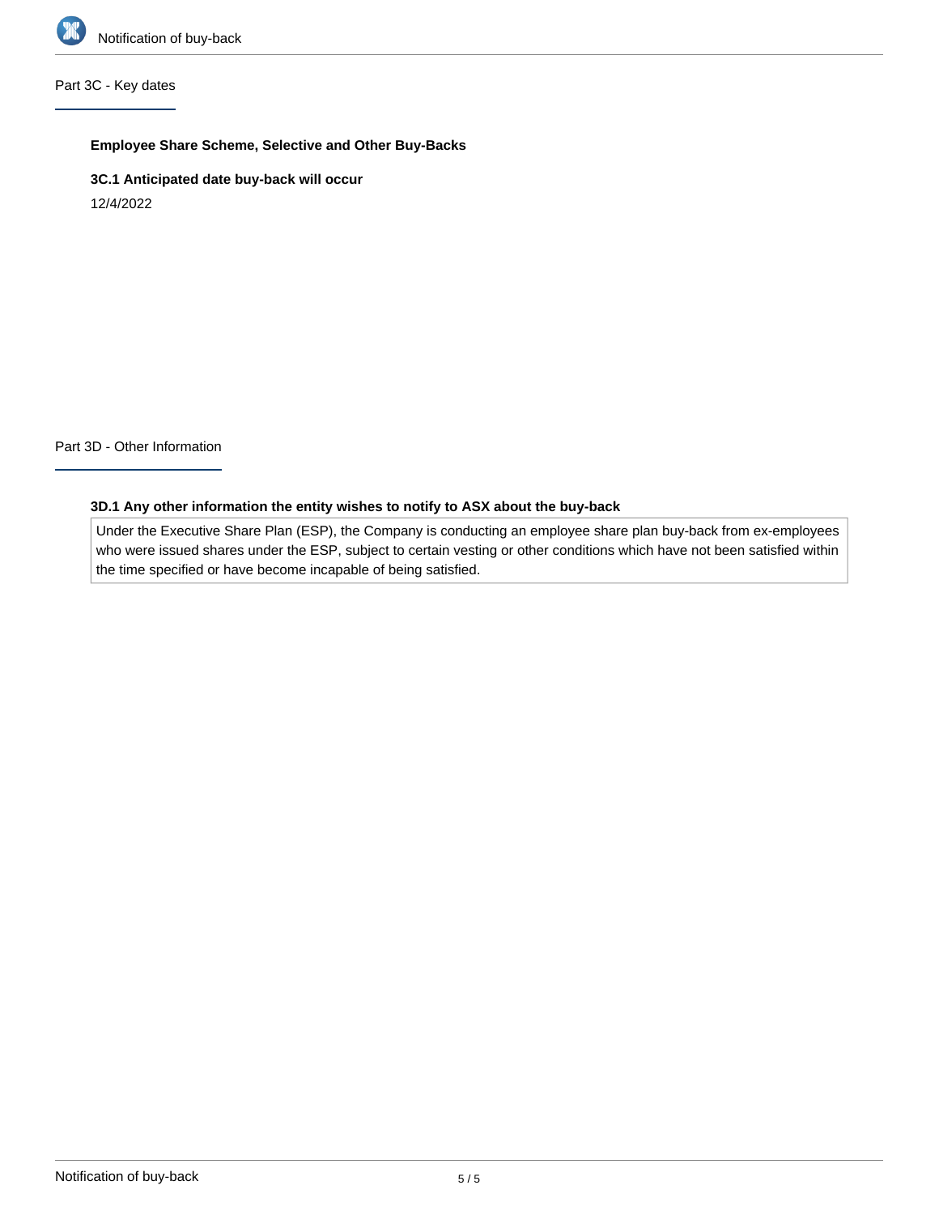## Part 3C - Key dates

**Employee Share Scheme, Selective and Other Buy-Backs**

**3C.1 Anticipated date buy-back will occur**

12/4/2022

## Part 3D - Other Information

**3D.1 Any other information the entity wishes to notify to ASX about the buy-back**

Under the Executive Share Plan (ESP), the Company is conducting an employee share plan buy-back from ex-employees who were issued shares under the ESP, subject to certain vesting or other conditions which have not been satisfied within the time specified or have become incapable of being satisfied.